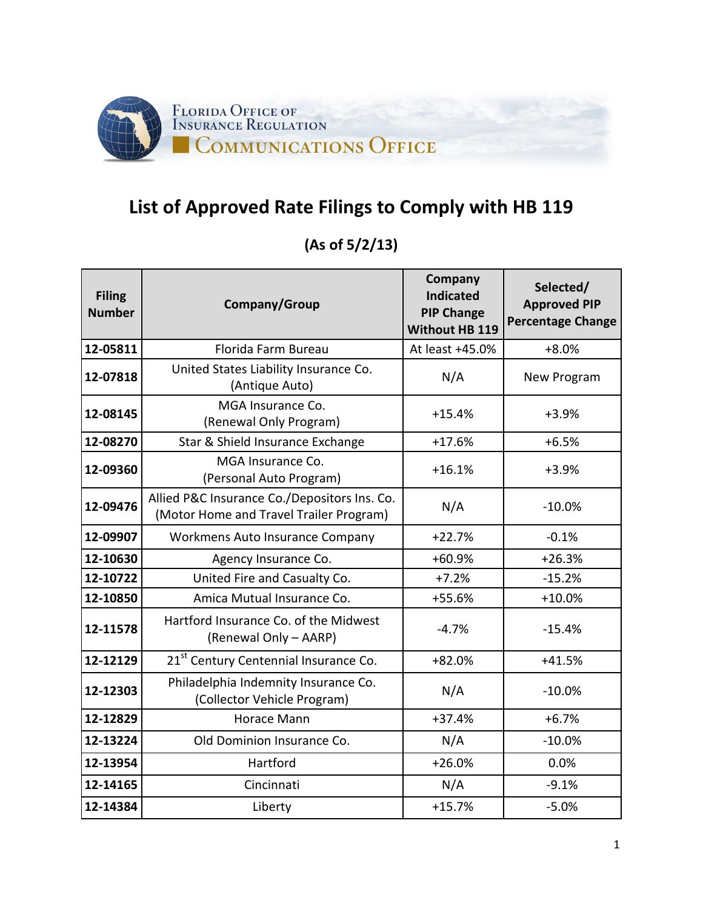Florida Office of Insurance Regulation
Communications Office

# List of Approved Rate Filings to Comply with HB 119

## (As of 5/2/13)

| Filing Number | Company/Group | Company Indicated PIP Change Without HB 119 | Selected/ Approved PIP Percentage Change |
|---|---|---|---|
| 12-05811 | Florida Farm Bureau | At least +45.0% | +8.0% |
| 12-07818 | United States Liability Insurance Co. (Antique Auto) | N/A | New Program |
| 12-08145 | MGA Insurance Co. (Renewal Only Program) | +15.4% | +3.9% |
| 12-08270 | Star & Shield Insurance Exchange | +17.6% | +6.5% |
| 12-09360 | MGA Insurance Co. (Personal Auto Program) | +16.1% | +3.9% |
| 12-09476 | Allied P&C Insurance Co./Depositors Ins. Co. (Motor Home and Travel Trailer Program) | N/A | -10.0% |
| 12-09907 | Workmens Auto Insurance Company | +22.7% | -0.1% |
| 12-10630 | Agency Insurance Co. | +60.9% | +26.3% |
| 12-10722 | United Fire and Casualty Co. | +7.2% | -15.2% |
| 12-10850 | Amica Mutual Insurance Co. | +55.6% | +10.0% |
| 12-11578 | Hartford Insurance Co. of the Midwest (Renewal Only – AARP) | -4.7% | -15.4% |
| 12-12129 | 21st Century Centennial Insurance Co. | +82.0% | +41.5% |
| 12-12303 | Philadelphia Indemnity Insurance Co. (Collector Vehicle Program) | N/A | -10.0% |
| 12-12829 | Horace Mann | +37.4% | +6.7% |
| 12-13224 | Old Dominion Insurance Co. | N/A | -10.0% |
| 12-13954 | Hartford | +26.0% | 0.0% |
| 12-14165 | Cincinnati | N/A | -9.1% |
| 12-14384 | Liberty | +15.7% | -5.0% |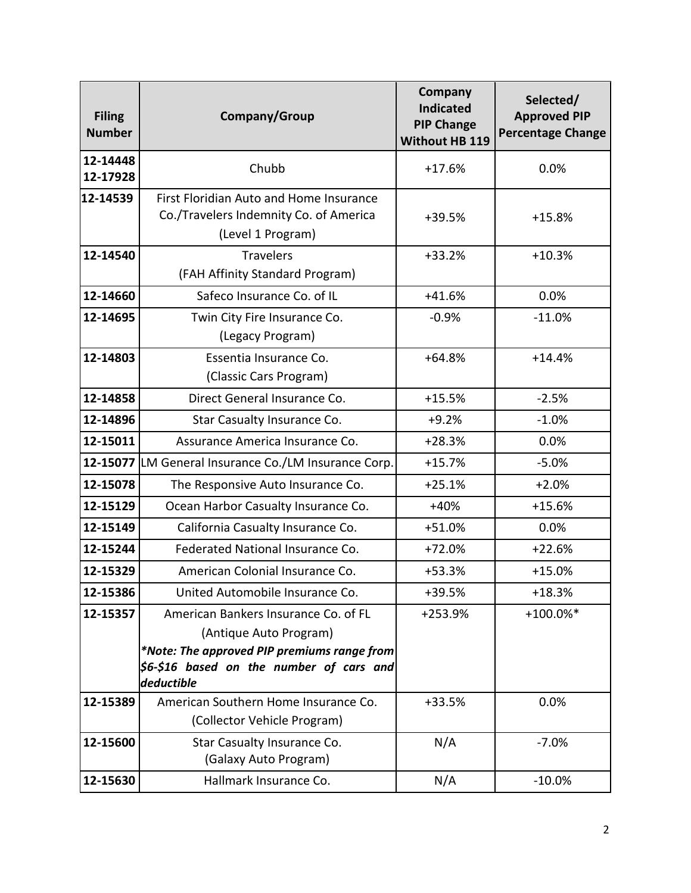| Filing Number | Company/Group | Company Indicated PIP Change Without HB 119 | Selected/ Approved PIP Percentage Change |
|---|---|---|---|
| 12-14448 12-17928 | Chubb | +17.6% | 0.0% |
| 12-14539 | First Floridian Auto and Home Insurance Co./Travelers Indemnity Co. of America (Level 1 Program) | +39.5% | +15.8% |
| 12-14540 | Travelers (FAH Affinity Standard Program) | +33.2% | +10.3% |
| 12-14660 | Safeco Insurance Co. of IL | +41.6% | 0.0% |
| 12-14695 | Twin City Fire Insurance Co. (Legacy Program) | -0.9% | -11.0% |
| 12-14803 | Essentia Insurance Co. (Classic Cars Program) | +64.8% | +14.4% |
| 12-14858 | Direct General Insurance Co. | +15.5% | -2.5% |
| 12-14896 | Star Casualty Insurance Co. | +9.2% | -1.0% |
| 12-15011 | Assurance America Insurance Co. | +28.3% | 0.0% |
| 12-15077 | LM General Insurance Co./LM Insurance Corp. | +15.7% | -5.0% |
| 12-15078 | The Responsive Auto Insurance Co. | +25.1% | +2.0% |
| 12-15129 | Ocean Harbor Casualty Insurance Co. | +40% | +15.6% |
| 12-15149 | California Casualty Insurance Co. | +51.0% | 0.0% |
| 12-15244 | Federated National Insurance Co. | +72.0% | +22.6% |
| 12-15329 | American Colonial Insurance Co. | +53.3% | +15.0% |
| 12-15386 | United Automobile Insurance Co. | +39.5% | +18.3% |
| 12-15357 | American Bankers Insurance Co. of FL (Antique Auto Program) ***Note: The approved PIP premiums range from $6-$16 based on the number of cars and deductible*** | +253.9% | +100.0%* |
| 12-15389 | American Southern Home Insurance Co. (Collector Vehicle Program) | +33.5% | 0.0% |
| 12-15600 | Star Casualty Insurance Co. (Galaxy Auto Program) | N/A | -7.0% |
| 12-15630 | Hallmark Insurance Co. | N/A | -10.0% |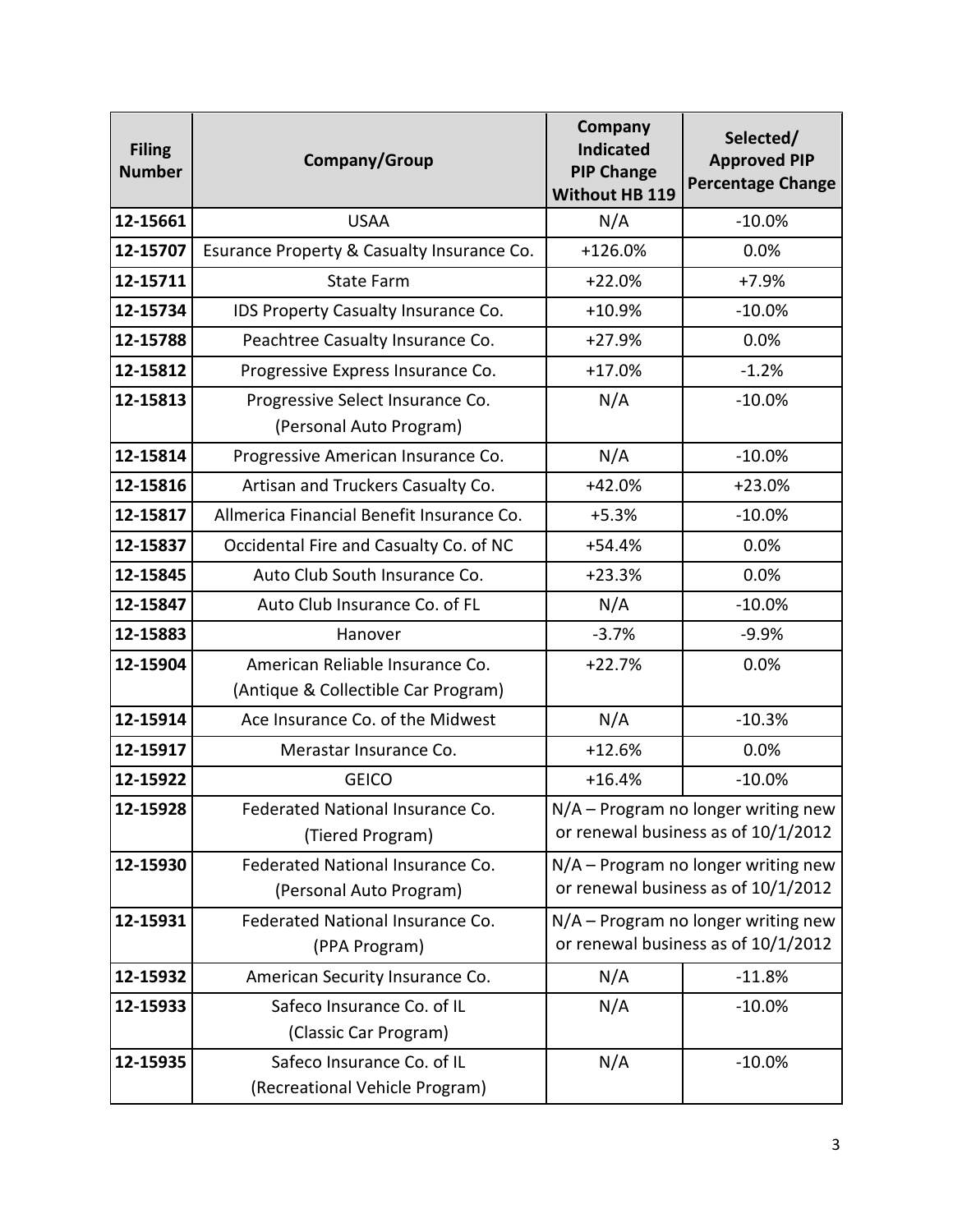| Filing Number | Company/Group | Company Indicated PIP Change Without HB 119 | Selected/ Approved PIP Percentage Change |
|---|---|---|---|
| 12-15661 | USAA | N/A | -10.0% |
| 12-15707 | Esurance Property & Casualty Insurance Co. | +126.0% | 0.0% |
| 12-15711 | State Farm | +22.0% | +7.9% |
| 12-15734 | IDS Property Casualty Insurance Co. | +10.9% | -10.0% |
| 12-15788 | Peachtree Casualty Insurance Co. | +27.9% | 0.0% |
| 12-15812 | Progressive Express Insurance Co. | +17.0% | -1.2% |
| 12-15813 | Progressive Select Insurance Co. (Personal Auto Program) | N/A | -10.0% |
| 12-15814 | Progressive American Insurance Co. | N/A | -10.0% |
| 12-15816 | Artisan and Truckers Casualty Co. | +42.0% | +23.0% |
| 12-15817 | Allmerica Financial Benefit Insurance Co. | +5.3% | -10.0% |
| 12-15837 | Occidental Fire and Casualty Co. of NC | +54.4% | 0.0% |
| 12-15845 | Auto Club South Insurance Co. | +23.3% | 0.0% |
| 12-15847 | Auto Club Insurance Co. of FL | N/A | -10.0% |
| 12-15883 | Hanover | -3.7% | -9.9% |
| 12-15904 | American Reliable Insurance Co. (Antique & Collectible Car Program) | +22.7% | 0.0% |
| 12-15914 | Ace Insurance Co. of the Midwest | N/A | -10.3% |
| 12-15917 | Merastar Insurance Co. | +12.6% | 0.0% |
| 12-15922 | GEICO | +16.4% | -10.0% |
| 12-15928 | Federated National Insurance Co. (Tiered Program) | N/A – Program no longer writing new or renewal business as of 10/1/2012 | |
| 12-15930 | Federated National Insurance Co. (Personal Auto Program) | N/A – Program no longer writing new or renewal business as of 10/1/2012 | |
| 12-15931 | Federated National Insurance Co. (PPA Program) | N/A – Program no longer writing new or renewal business as of 10/1/2012 | |
| 12-15932 | American Security Insurance Co. | N/A | -11.8% |
| 12-15933 | Safeco Insurance Co. of IL (Classic Car Program) | N/A | -10.0% |
| 12-15935 | Safeco Insurance Co. of IL (Recreational Vehicle Program) | N/A | -10.0% |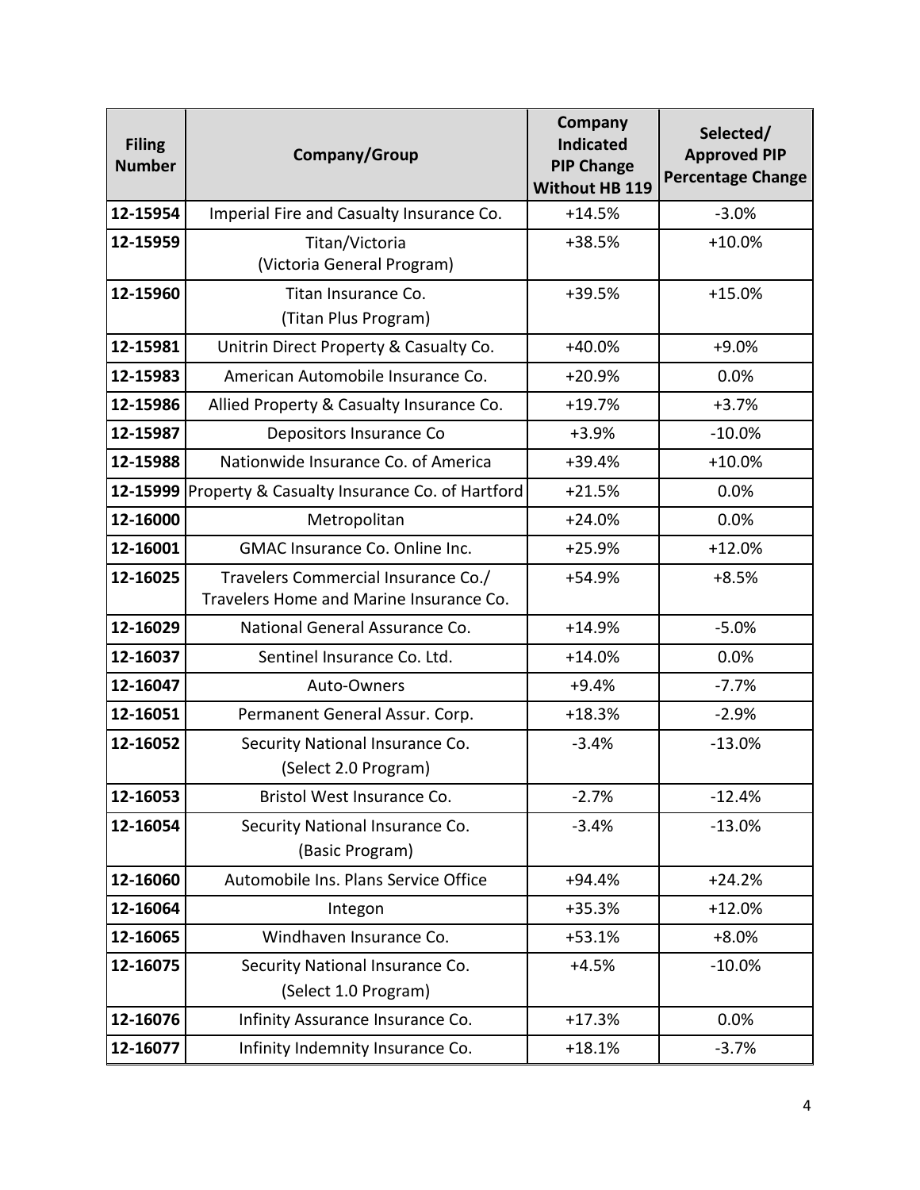| Filing Number | Company/Group | Company Indicated PIP Change Without HB 119 | Selected/ Approved PIP Percentage Change |
|---|---|---|---|
| 12-15954 | Imperial Fire and Casualty Insurance Co. | +14.5% | -3.0% |
| 12-15959 | Titan/Victoria (Victoria General Program) | +38.5% | +10.0% |
| 12-15960 | Titan Insurance Co. (Titan Plus Program) | +39.5% | +15.0% |
| 12-15981 | Unitrin Direct Property & Casualty Co. | +40.0% | +9.0% |
| 12-15983 | American Automobile Insurance Co. | +20.9% | 0.0% |
| 12-15986 | Allied Property & Casualty Insurance Co. | +19.7% | +3.7% |
| 12-15987 | Depositors Insurance Co | +3.9% | -10.0% |
| 12-15988 | Nationwide Insurance Co. of America | +39.4% | +10.0% |
| 12-15999 | Property & Casualty Insurance Co. of Hartford | +21.5% | 0.0% |
| 12-16000 | Metropolitan | +24.0% | 0.0% |
| 12-16001 | GMAC Insurance Co. Online Inc. | +25.9% | +12.0% |
| 12-16025 | Travelers Commercial Insurance Co./ Travelers Home and Marine Insurance Co. | +54.9% | +8.5% |
| 12-16029 | National General Assurance Co. | +14.9% | -5.0% |
| 12-16037 | Sentinel Insurance Co. Ltd. | +14.0% | 0.0% |
| 12-16047 | Auto-Owners | +9.4% | -7.7% |
| 12-16051 | Permanent General Assur. Corp. | +18.3% | -2.9% |
| 12-16052 | Security National Insurance Co. (Select 2.0 Program) | -3.4% | -13.0% |
| 12-16053 | Bristol West Insurance Co. | -2.7% | -12.4% |
| 12-16054 | Security National Insurance Co. (Basic Program) | -3.4% | -13.0% |
| 12-16060 | Automobile Ins. Plans Service Office | +94.4% | +24.2% |
| 12-16064 | Integon | +35.3% | +12.0% |
| 12-16065 | Windhaven Insurance Co. | +53.1% | +8.0% |
| 12-16075 | Security National Insurance Co. (Select 1.0 Program) | +4.5% | -10.0% |
| 12-16076 | Infinity Assurance Insurance Co. | +17.3% | 0.0% |
| 12-16077 | Infinity Indemnity Insurance Co. | +18.1% | -3.7% |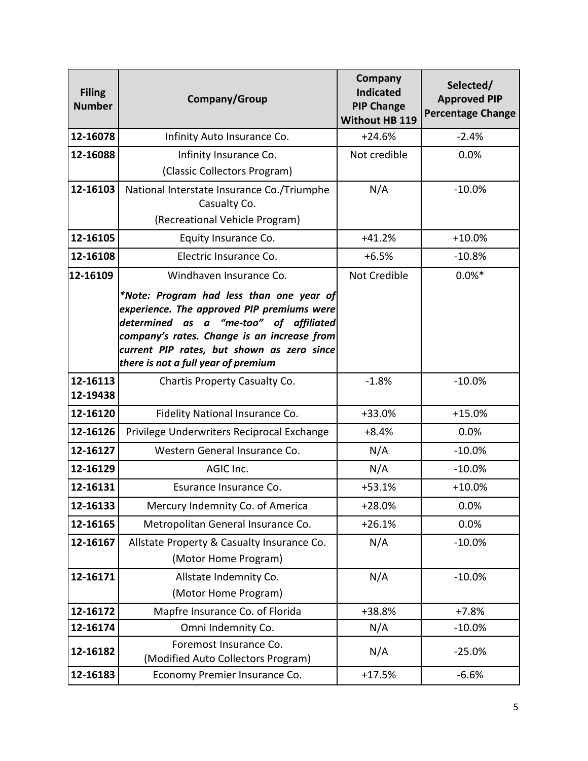| Filing Number | Company/Group | Company Indicated PIP Change Without HB 119 | Selected/ Approved PIP Percentage Change |
|---|---|---|---|
| 12-16078 | Infinity Auto Insurance Co. | +24.6% | -2.4% |
| 12-16088 | Infinity Insurance Co. (Classic Collectors Program) | Not credible | 0.0% |
| 12-16103 | National Interstate Insurance Co./Triumphe Casualty Co. (Recreational Vehicle Program) | N/A | -10.0% |
| 12-16105 | Equity Insurance Co. | +41.2% | +10.0% |
| 12-16108 | Electric Insurance Co. | +6.5% | -10.8% |
| 12-16109 | Windhaven Insurance Co. *\*Note: Program had less than one year of experience. The approved PIP premiums were determined as a "me-too" of affiliated company's rates. Change is an increase from current PIP rates, but shown as zero since there is not a full year of premium* | Not Credible | 0.0%* |
| 12-16113 12-19438 | Chartis Property Casualty Co. | -1.8% | -10.0% |
| 12-16120 | Fidelity National Insurance Co. | +33.0% | +15.0% |
| 12-16126 | Privilege Underwriters Reciprocal Exchange | +8.4% | 0.0% |
| 12-16127 | Western General Insurance Co. | N/A | -10.0% |
| 12-16129 | AGIC Inc. | N/A | -10.0% |
| 12-16131 | Esurance Insurance Co. | +53.1% | +10.0% |
| 12-16133 | Mercury Indemnity Co. of America | +28.0% | 0.0% |
| 12-16165 | Metropolitan General Insurance Co. | +26.1% | 0.0% |
| 12-16167 | Allstate Property & Casualty Insurance Co. (Motor Home Program) | N/A | -10.0% |
| 12-16171 | Allstate Indemnity Co. (Motor Home Program) | N/A | -10.0% |
| 12-16172 | Mapfre Insurance Co. of Florida | +38.8% | +7.8% |
| 12-16174 | Omni Indemnity Co. | N/A | -10.0% |
| 12-16182 | Foremost Insurance Co. (Modified Auto Collectors Program) | N/A | -25.0% |
| 12-16183 | Economy Premier Insurance Co. | +17.5% | -6.6% |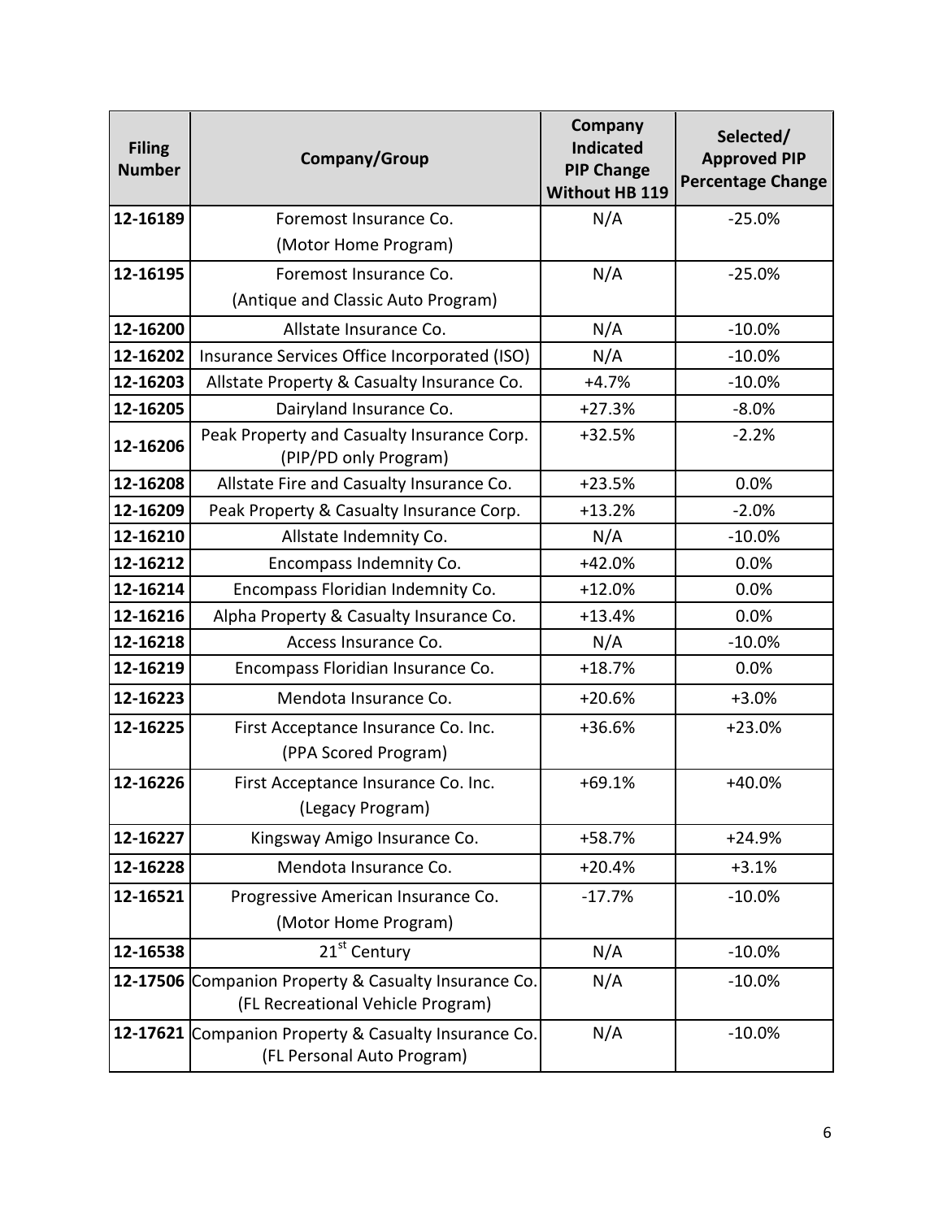| Filing Number | Company/Group | Company Indicated PIP Change Without HB 119 | Selected/ Approved PIP Percentage Change |
|---|---|---|---|
| 12-16189 | Foremost Insurance Co. (Motor Home Program) | N/A | -25.0% |
| 12-16195 | Foremost Insurance Co. (Antique and Classic Auto Program) | N/A | -25.0% |
| 12-16200 | Allstate Insurance Co. | N/A | -10.0% |
| 12-16202 | Insurance Services Office Incorporated (ISO) | N/A | -10.0% |
| 12-16203 | Allstate Property & Casualty Insurance Co. | +4.7% | -10.0% |
| 12-16205 | Dairyland Insurance Co. | +27.3% | -8.0% |
| 12-16206 | Peak Property and Casualty Insurance Corp. (PIP/PD only Program) | +32.5% | -2.2% |
| 12-16208 | Allstate Fire and Casualty Insurance Co. | +23.5% | 0.0% |
| 12-16209 | Peak Property & Casualty Insurance Corp. | +13.2% | -2.0% |
| 12-16210 | Allstate Indemnity Co. | N/A | -10.0% |
| 12-16212 | Encompass Indemnity Co. | +42.0% | 0.0% |
| 12-16214 | Encompass Floridian Indemnity Co. | +12.0% | 0.0% |
| 12-16216 | Alpha Property & Casualty Insurance Co. | +13.4% | 0.0% |
| 12-16218 | Access Insurance Co. | N/A | -10.0% |
| 12-16219 | Encompass Floridian Insurance Co. | +18.7% | 0.0% |
| 12-16223 | Mendota Insurance Co. | +20.6% | +3.0% |
| 12-16225 | First Acceptance Insurance Co. Inc. (PPA Scored Program) | +36.6% | +23.0% |
| 12-16226 | First Acceptance Insurance Co. Inc. (Legacy Program) | +69.1% | +40.0% |
| 12-16227 | Kingsway Amigo Insurance Co. | +58.7% | +24.9% |
| 12-16228 | Mendota Insurance Co. | +20.4% | +3.1% |
| 12-16521 | Progressive American Insurance Co. (Motor Home Program) | -17.7% | -10.0% |
| 12-16538 | 21st Century | N/A | -10.0% |
| 12-17506 | Companion Property & Casualty Insurance Co. (FL Recreational Vehicle Program) | N/A | -10.0% |
| 12-17621 | Companion Property & Casualty Insurance Co. (FL Personal Auto Program) | N/A | -10.0% |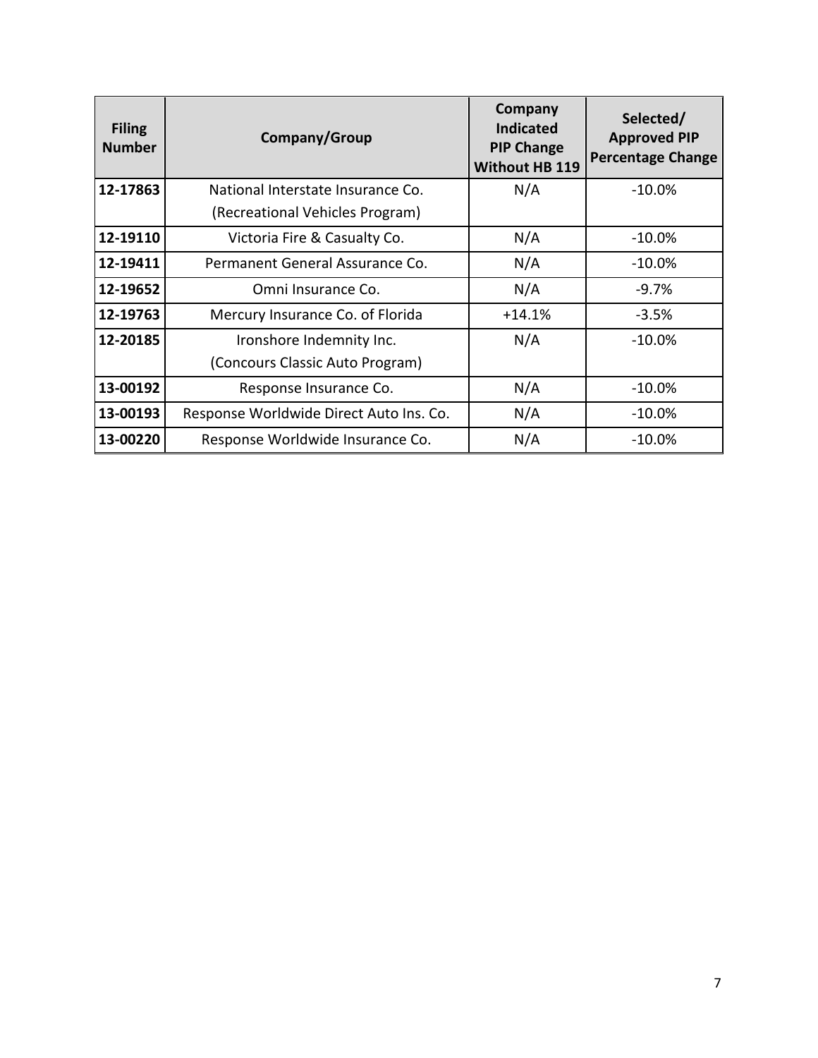| Filing Number | Company/Group | Company Indicated PIP Change Without HB 119 | Selected/ Approved PIP Percentage Change |
| --- | --- | --- | --- |
| **12-17863** | National Interstate Insurance Co. (Recreational Vehicles Program) | N/A | -10.0% |
| **12-19110** | Victoria Fire & Casualty Co. | N/A | -10.0% |
| **12-19411** | Permanent General Assurance Co. | N/A | -10.0% |
| **12-19652** | Omni Insurance Co. | N/A | -9.7% |
| **12-19763** | Mercury Insurance Co. of Florida | +14.1% | -3.5% |
| **12-20185** | Ironshore Indemnity Inc. (Concours Classic Auto Program) | N/A | -10.0% |
| **13-00192** | Response Insurance Co. | N/A | -10.0% |
| **13-00193** | Response Worldwide Direct Auto Ins. Co. | N/A | -10.0% |
| **13-00220** | Response Worldwide Insurance Co. | N/A | -10.0% |